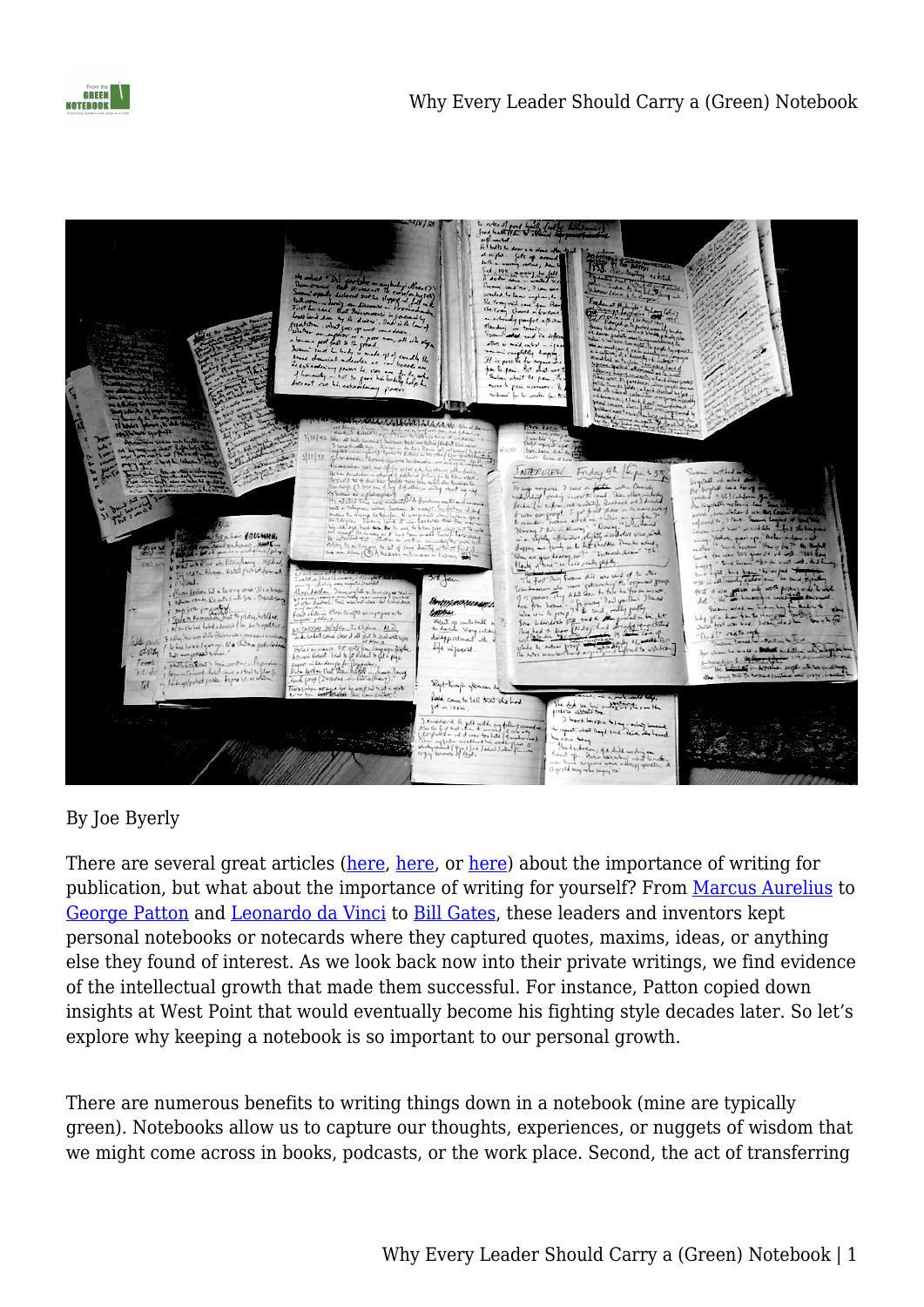By Joe Byerly

There are several great articles (here, here, or here) about the importance of writing for publication, but what about the importance of writing for yourself? From Marcus Aurelius to George Patton and Leonardo da Vinci to Bill Gates, these leaders and inventors kept personal notebooks or notecards where they captured quotes, maxims, ideas, or anything else they found of interest. As we look back now into their private writings, we find evidence of the intellectual growth that made them successful. For instance, Patton copied down insights at West Point that would eventually become his fighting style decades later. So let's explore why keeping a notebook is so important to our personal growth.

There are numerous benefits to writing things down in a notebook (mine are typically green). Notebooks allow us to capture our thoughts, experiences, or nuggets of wisdom that we might come across in books, podcasts, or the work place. Second, the act of transferring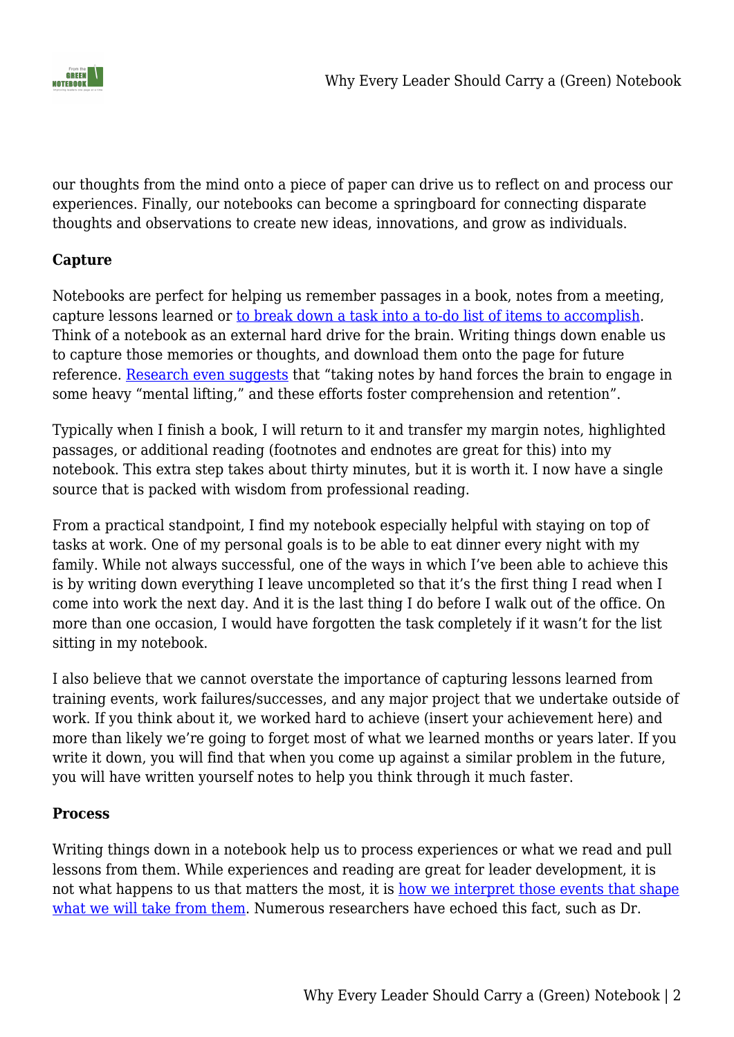our thoughts from the mind onto a piece of paper can drive us to reflect on and process our experiences. Finally, our notebooks can become a springboard for connecting disparate thoughts and observations to create new ideas, innovations, and grow as individuals.

**Capture**

Notebooks are perfect for helping us remember passages in a book, notes from a meeting, capture lessons learned or to break down a task into a to-do list of items to accomplish. Think of a notebook as an external hard drive for the brain. Writing things down enable us to capture those memories or thoughts, and download them onto the page for future reference. Research even suggests that "taking notes by hand forces the brain to engage in some heavy "mental lifting," and these efforts foster comprehension and retention".

Typically when I finish a book, I will return to it and transfer my margin notes, highlighted passages, or additional reading (footnotes and endnotes are great for this) into my notebook. This extra step takes about thirty minutes, but it is worth it. I now have a single source that is packed with wisdom from professional reading.

From a practical standpoint, I find my notebook especially helpful with staying on top of tasks at work. One of my personal goals is to be able to eat dinner every night with my family. While not always successful, one of the ways in which I've been able to achieve this is by writing down everything I leave uncompleted so that it's the first thing I read when I come into work the next day. And it is the last thing I do before I walk out of the office. On more than one occasion, I would have forgotten the task completely if it wasn't for the list sitting in my notebook.

I also believe that we cannot overstate the importance of capturing lessons learned from training events, work failures/successes, and any major project that we undertake outside of work. If you think about it, we worked hard to achieve (insert your achievement here) and more than likely we're going to forget most of what we learned months or years later. If you write it down, you will find that when you come up against a similar problem in the future, you will have written yourself notes to help you think through it much faster.

**Process**

Writing things down in a notebook help us to process experiences or what we read and pull lessons from them. While experiences and reading are great for leader development, it is not what happens to us that matters the most, it is how we interpret those events that shape what we will take from them. Numerous researchers have echoed this fact, such as Dr.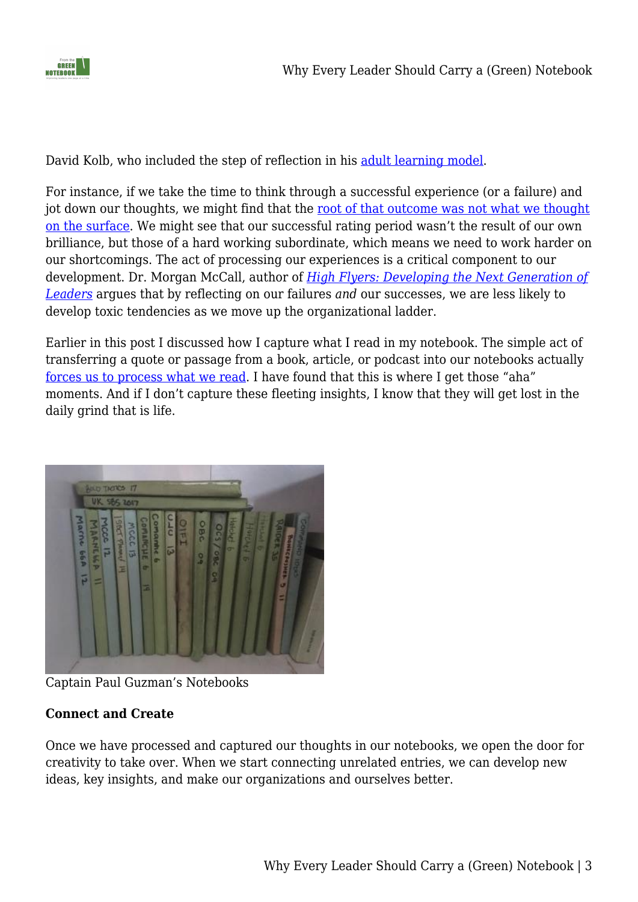David Kolb, who included the step of reflection in his adult learning model.

For instance, if we take the time to think through a successful experience (or a failure) and jot down our thoughts, we might find that the root of that outcome was not what we thought on the surface. We might see that our successful rating period wasn't the result of our own brilliance, but those of a hard working subordinate, which means we need to work harder on our shortcomings. The act of processing our experiences is a critical component to our development. Dr. Morgan McCall, author of *High Flyers: Developing the Next Generation of Leaders* argues that by reflecting on our failures *and* our successes, we are less likely to develop toxic tendencies as we move up the organizational ladder.

Earlier in this post I discussed how I capture what I read in my notebook. The simple act of transferring a quote or passage from a book, article, or podcast into our notebooks actually forces us to process what we read. I have found that this is where I get those "aha" moments. And if I don't capture these fleeting insights, I know that they will get lost in the daily grind that is life.

Captain Paul Guzman's Notebooks

**Connect and Create**

Once we have processed and captured our thoughts in our notebooks, we open the door for creativity to take over. When we start connecting unrelated entries, we can develop new ideas, key insights, and make our organizations and ourselves better.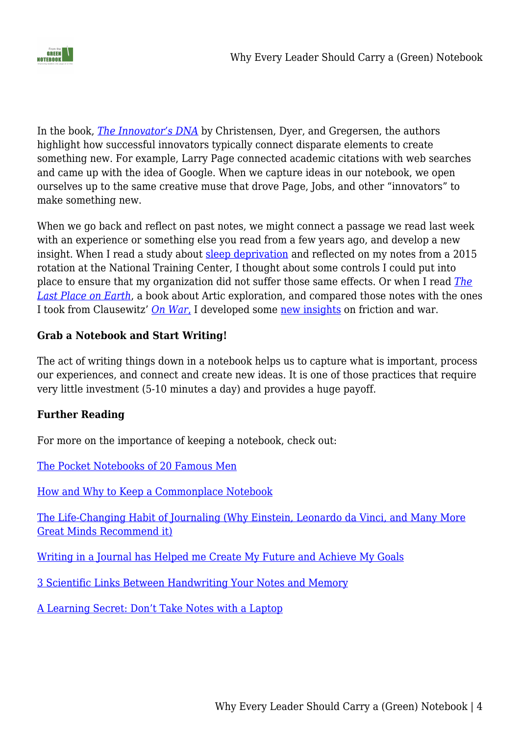In the book, *The Innovator's DNA* by Christensen, Dyer, and Gregersen, the authors highlight how successful innovators typically connect disparate elements to create something new. For example, Larry Page connected academic citations with web searches and came up with the idea of Google. When we capture ideas in our notebook, we open ourselves up to the same creative muse that drove Page, Jobs, and other "innovators" to make something new.

When we go back and reflect on past notes, we might connect a passage we read last week with an experience or something else you read from a few years ago, and develop a new insight. When I read a study about sleep deprivation and reflected on my notes from a 2015 rotation at the National Training Center, I thought about some controls I could put into place to ensure that my organization did not suffer those same effects. Or when I read *The Last Place on Earth*, a book about Artic exploration, and compared those notes with the ones I took from Clausewitz' *On War,* I developed some new insights on friction and war.

**Grab a Notebook and Start Writing!**

The act of writing things down in a notebook helps us to capture what is important, process our experiences, and connect and create new ideas. It is one of those practices that require very little investment (5-10 minutes a day) and provides a huge payoff.

**Further Reading**

For more on the importance of keeping a notebook, check out:

The Pocket Notebooks of 20 Famous Men

How and Why to Keep a Commonplace Notebook

The Life-Changing Habit of Journaling (Why Einstein, Leonardo da Vinci, and Many More Great Minds Recommend it)

Writing in a Journal has Helped me Create My Future and Achieve My Goals

3 Scientific Links Between Handwriting Your Notes and Memory

A Learning Secret: Don't Take Notes with a Laptop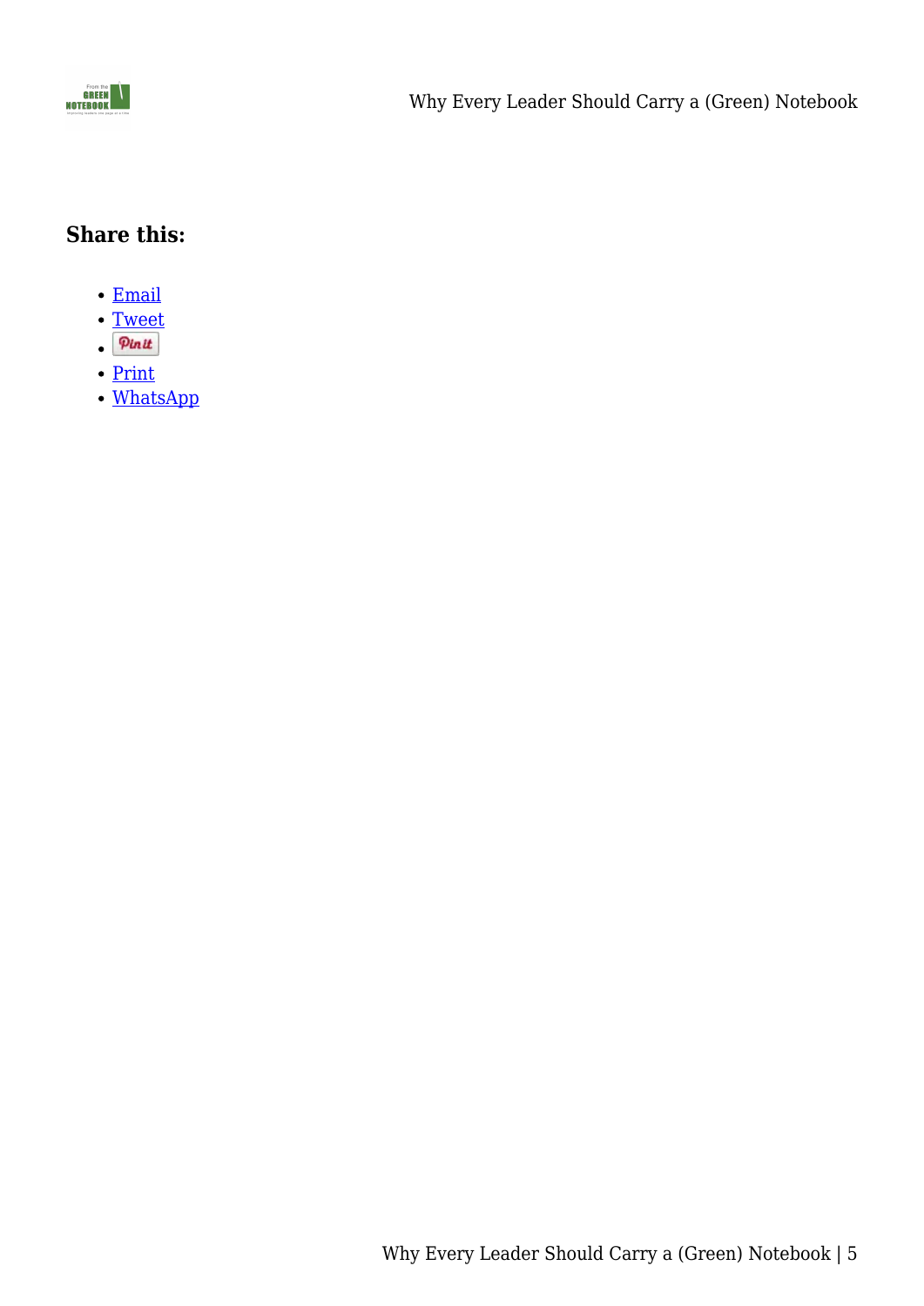## Share this:

- Email
- Tweet
- Pin it
- Print
- WhatsApp